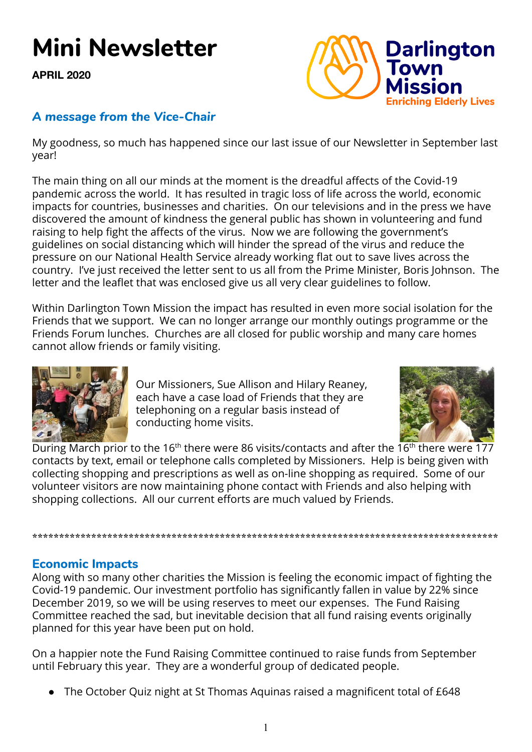# Mini Newsletter

**APRIL 2020**

Darlington Town Mission
Enriching Elderly Lives

## *A message from the Vice-Chair*

My goodness, so much has happened since our last issue of our Newsletter in September last year!

The main thing on all our minds at the moment is the dreadful affects of the Covid-19 pandemic across the world. It has resulted in tragic loss of life across the world, economic impacts for countries, businesses and charities. On our televisions and in the press we have discovered the amount of kindness the general public has shown in volunteering and fund raising to help fight the affects of the virus. Now we are following the government's guidelines on social distancing which will hinder the spread of the virus and reduce the pressure on our National Health Service already working flat out to save lives across the country. I've just received the letter sent to us all from the Prime Minister, Boris Johnson. The letter and the leaflet that was enclosed give us all very clear guidelines to follow.

Within Darlington Town Mission the impact has resulted in even more social isolation for the Friends that we support. We can no longer arrange our monthly outings programme or the Friends Forum lunches. Churches are all closed for public worship and many care homes cannot allow friends or family visiting.

Our Missioners, Sue Allison and Hilary Reaney, each have a case load of Friends that they are telephoning on a regular basis instead of conducting home visits.

During March prior to the 16th there were 86 visits/contacts and after the 16th there were 177 contacts by text, email or telephone calls completed by Missioners. Help is being given with collecting shopping and prescriptions as well as on-line shopping as required. Some of our volunteer visitors are now maintaining phone contact with Friends and also helping with shopping collections. All our current efforts are much valued by Friends.

*******************************************************************************************

## Economic Impacts

Along with so many other charities the Mission is feeling the economic impact of fighting the Covid-19 pandemic. Our investment portfolio has significantly fallen in value by 22% since December 2019, so we will be using reserves to meet our expenses. The Fund Raising Committee reached the sad, but inevitable decision that all fund raising events originally planned for this year have been put on hold.

On a happier note the Fund Raising Committee continued to raise funds from September until February this year. They are a wonderful group of dedicated people.

- The October Quiz night at St Thomas Aquinas raised a magnificent total of £648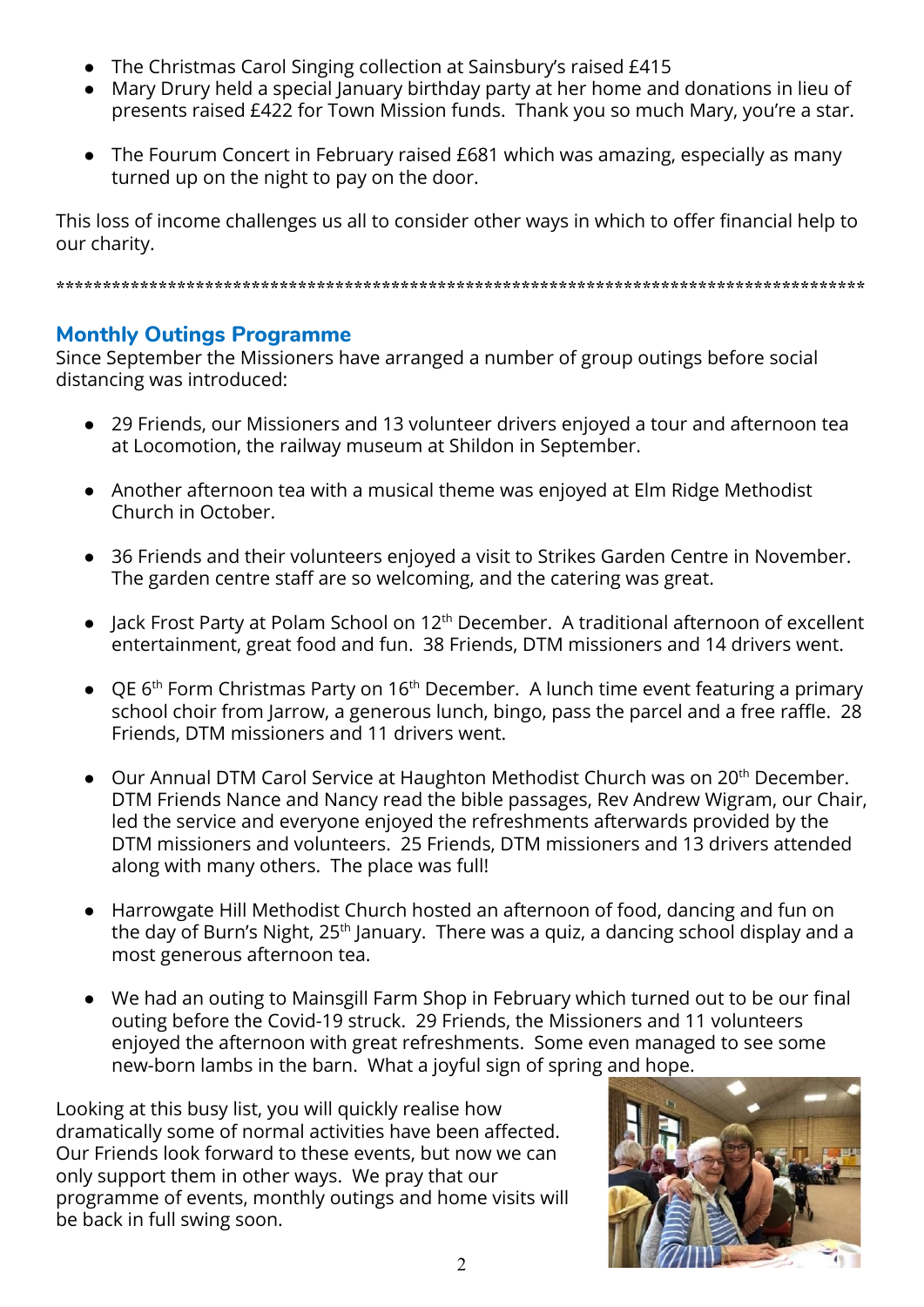- The Christmas Carol Singing collection at Sainsbury's raised £415
- Mary Drury held a special January birthday party at her home and donations in lieu of presents raised £422 for Town Mission funds. Thank you so much Mary, you're a star.
- The Fourum Concert in February raised £681 which was amazing, especially as many turned up on the night to pay on the door.

This loss of income challenges us all to consider other ways in which to offer financial help to our charity.

***************************************************************************************

## Monthly Outings Programme

Since September the Missioners have arranged a number of group outings before social distancing was introduced:

- 29 Friends, our Missioners and 13 volunteer drivers enjoyed a tour and afternoon tea at Locomotion, the railway museum at Shildon in September.
- Another afternoon tea with a musical theme was enjoyed at Elm Ridge Methodist Church in October.
- 36 Friends and their volunteers enjoyed a visit to Strikes Garden Centre in November. The garden centre staff are so welcoming, and the catering was great.
- Jack Frost Party at Polam School on 12th December. A traditional afternoon of excellent entertainment, great food and fun. 38 Friends, DTM missioners and 14 drivers went.
- QE 6th Form Christmas Party on 16th December. A lunch time event featuring a primary school choir from Jarrow, a generous lunch, bingo, pass the parcel and a free raffle. 28 Friends, DTM missioners and 11 drivers went.
- Our Annual DTM Carol Service at Haughton Methodist Church was on 20th December. DTM Friends Nance and Nancy read the bible passages, Rev Andrew Wigram, our Chair, led the service and everyone enjoyed the refreshments afterwards provided by the DTM missioners and volunteers. 25 Friends, DTM missioners and 13 drivers attended along with many others. The place was full!
- Harrowgate Hill Methodist Church hosted an afternoon of food, dancing and fun on the day of Burn's Night, 25th January. There was a quiz, a dancing school display and a most generous afternoon tea.
- We had an outing to Mainsgill Farm Shop in February which turned out to be our final outing before the Covid-19 struck. 29 Friends, the Missioners and 11 volunteers enjoyed the afternoon with great refreshments. Some even managed to see some new-born lambs in the barn. What a joyful sign of spring and hope.

Looking at this busy list, you will quickly realise how dramatically some of normal activities have been affected. Our Friends look forward to these events, but now we can only support them in other ways. We pray that our programme of events, monthly outings and home visits will be back in full swing soon.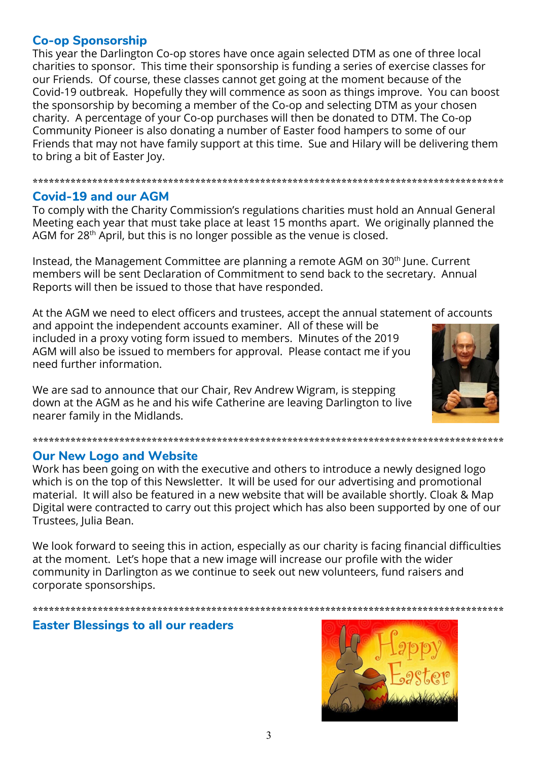## Co-op Sponsorship

This year the Darlington Co-op stores have once again selected DTM as one of three local charities to sponsor. This time their sponsorship is funding a series of exercise classes for our Friends. Of course, these classes cannot get going at the moment because of the Covid-19 outbreak. Hopefully they will commence as soon as things improve. You can boost the sponsorship by becoming a member of the Co-op and selecting DTM as your chosen charity. A percentage of your Co-op purchases will then be donated to DTM. The Co-op Community Pioneer is also donating a number of Easter food hampers to some of our Friends that may not have family support at this time. Sue and Hilary will be delivering them to bring a bit of Easter Joy.

*****************************************************************************************

## Covid-19 and our AGM

To comply with the Charity Commission's regulations charities must hold an Annual General Meeting each year that must take place at least 15 months apart. We originally planned the AGM for 28th April, but this is no longer possible as the venue is closed.

Instead, the Management Committee are planning a remote AGM on 30th June. Current members will be sent Declaration of Commitment to send back to the secretary. Annual Reports will then be issued to those that have responded.

At the AGM we need to elect officers and trustees, accept the annual statement of accounts and appoint the independent accounts examiner. All of these will be included in a proxy voting form issued to members. Minutes of the 2019 AGM will also be issued to members for approval. Please contact me if you need further information.

We are sad to announce that our Chair, Rev Andrew Wigram, is stepping down at the AGM as he and his wife Catherine are leaving Darlington to live nearer family in the Midlands.

*****************************************************************************************

## Our New Logo and Website

Work has been going on with the executive and others to introduce a newly designed logo which is on the top of this Newsletter. It will be used for our advertising and promotional material. It will also be featured in a new website that will be available shortly. Cloak & Map Digital were contracted to carry out this project which has also been supported by one of our Trustees, Julia Bean.

We look forward to seeing this in action, especially as our charity is facing financial difficulties at the moment. Let's hope that a new image will increase our profile with the wider community in Darlington as we continue to seek out new volunteers, fund raisers and corporate sponsorships.

*****************************************************************************************

## Easter Blessings to all our readers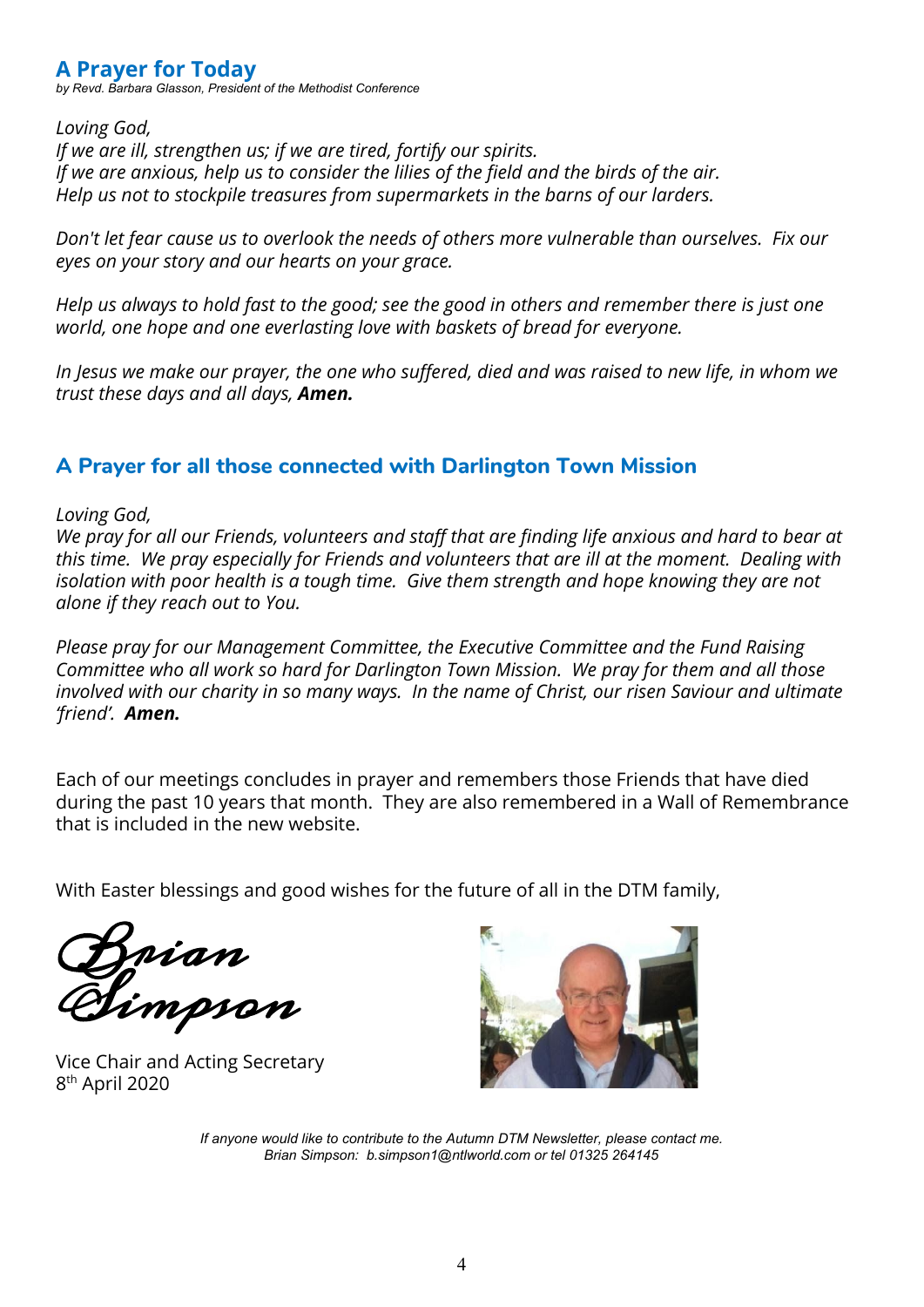## A Prayer for Today

*by Revd. Barbara Glasson, President of the Methodist Conference*

*Loving God,*
*If we are ill, strengthen us; if we are tired, fortify our spirits.*
*If we are anxious, help us to consider the lilies of the field and the birds of the air.*
*Help us not to stockpile treasures from supermarkets in the barns of our larders.*

*Don't let fear cause us to overlook the needs of others more vulnerable than ourselves. Fix our eyes on your story and our hearts on your grace.*

*Help us always to hold fast to the good; see the good in others and remember there is just one world, one hope and one everlasting love with baskets of bread for everyone.*

*In Jesus we make our prayer, the one who suffered, died and was raised to new life, in whom we trust these days and all days,* ***Amen.***

## A Prayer for all those connected with Darlington Town Mission

*Loving God,*
*We pray for all our Friends, volunteers and staff that are finding life anxious and hard to bear at this time. We pray especially for Friends and volunteers that are ill at the moment. Dealing with isolation with poor health is a tough time. Give them strength and hope knowing they are not alone if they reach out to You.*

*Please pray for our Management Committee, the Executive Committee and the Fund Raising Committee who all work so hard for Darlington Town Mission. We pray for them and all those involved with our charity in so many ways. In the name of Christ, our risen Saviour and ultimate 'friend'.* ***Amen.***

Each of our meetings concludes in prayer and remembers those Friends that have died during the past 10 years that month. They are also remembered in a Wall of Remembrance that is included in the new website.

With Easter blessings and good wishes for the future of all in the DTM family,

*Brian Simpson*

Vice Chair and Acting Secretary
8th April 2020

*If anyone would like to contribute to the Autumn DTM Newsletter, please contact me.*
*Brian Simpson: b.simpson1@ntlworld.com or tel 01325 264145*